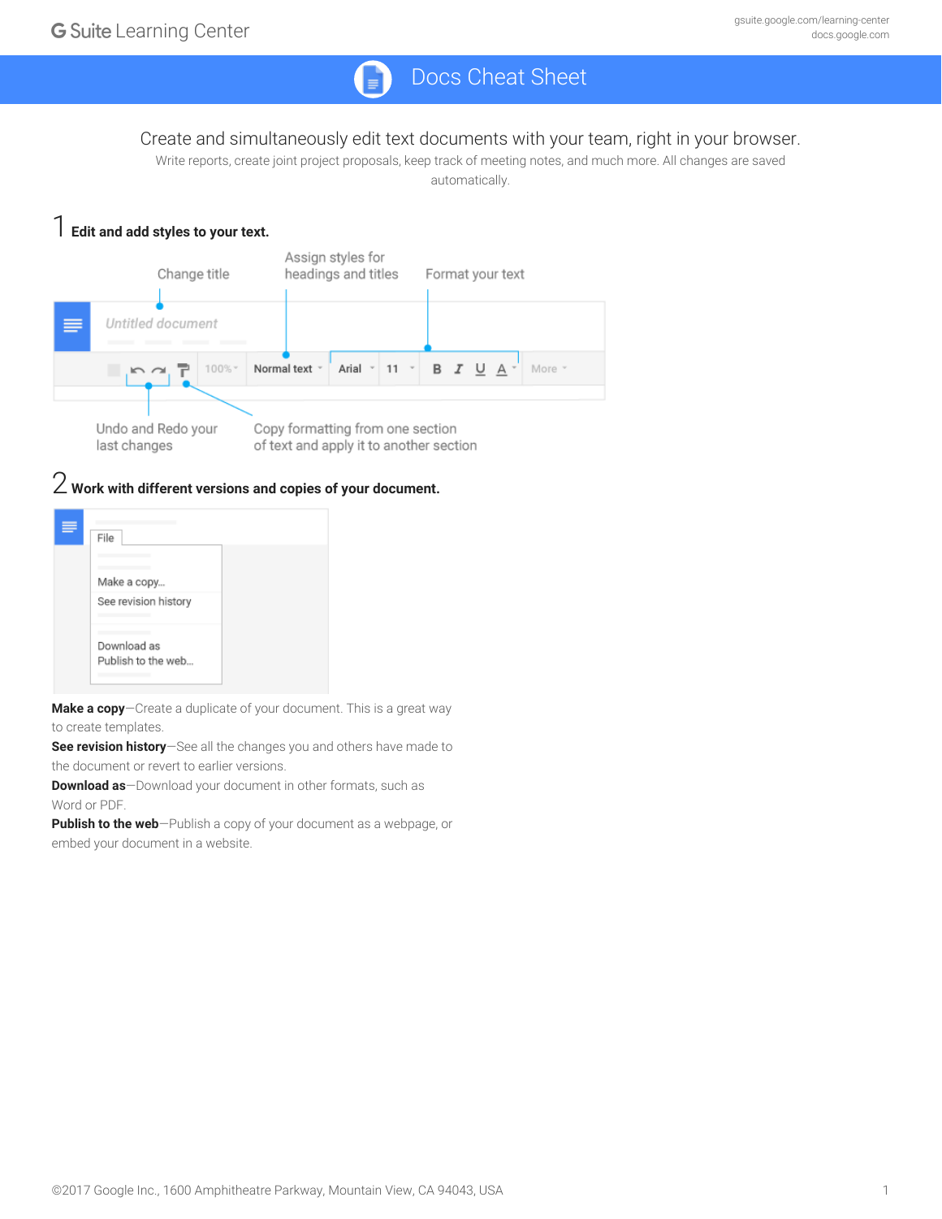# Docs Cheat Sheet

Create and simultaneously edit text documents with your team, right in your browser.

Write reports, create joint project proposals, keep track of meeting notes, and much more. All changes are saved automatically.

## 1 Edit and add styles to your text.

Change title

Assign styles for headings and titles

Format your text

Undo and Redo your last changes

Copy formatting from one section of text and apply it to another section

## 2 Work with different versions and copies of your document.

**Make a copy**—Create a duplicate of your document. This is a great way to create templates.

**See revision history**—See all the changes you and others have made to the document or revert to earlier versions.

**Download as**—Download your document in other formats, such as Word or PDF.

**Publish to the web**—Publish a copy of your document as a webpage, or embed your document in a website.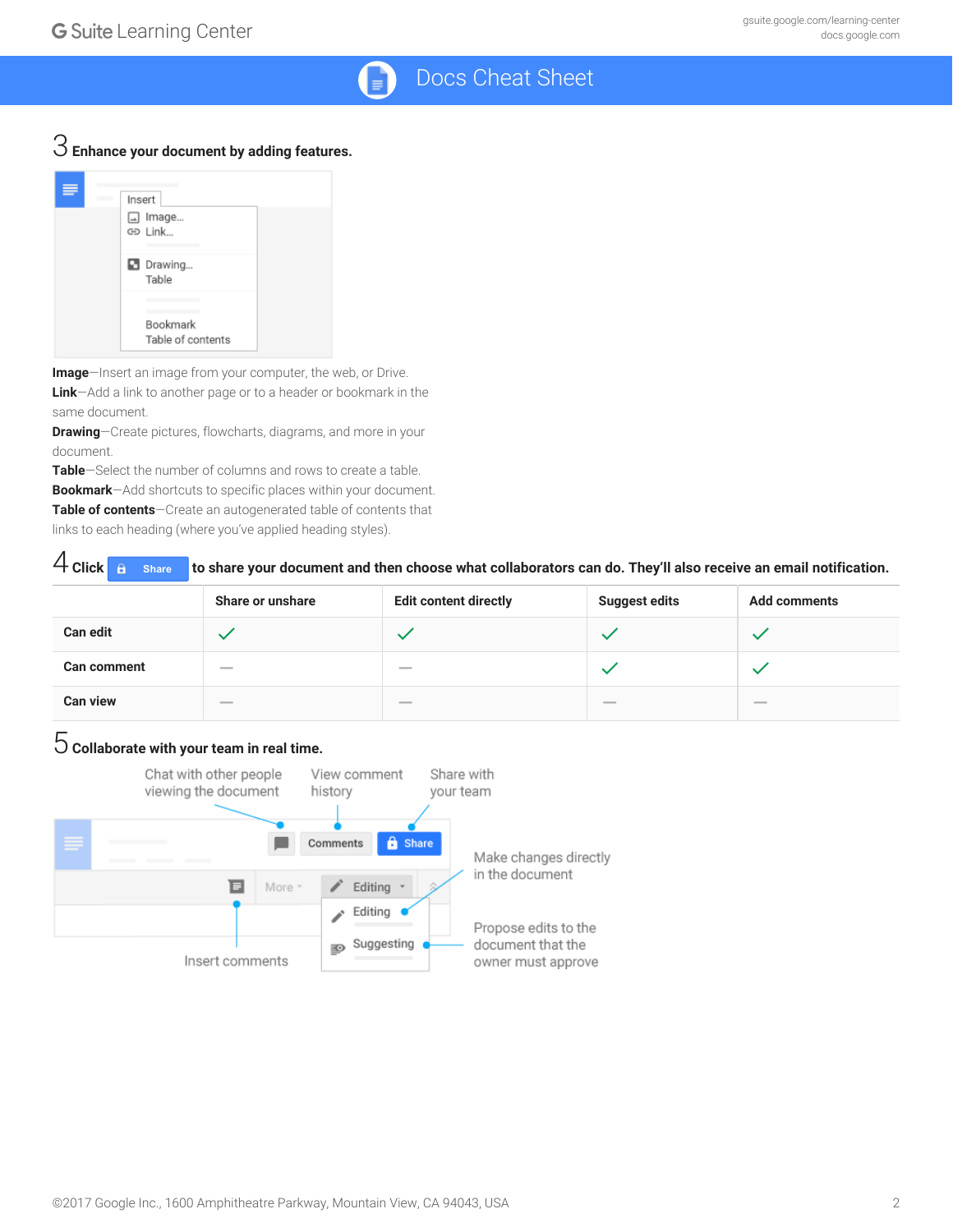## 3 Enhance your document by adding features.

Insert
Image...
Link...
Drawing...
Table
Bookmark
Table of contents

**Image**—Insert an image from your computer, the web, or Drive.
**Link**—Add a link to another page or to a header or bookmark in the same document.
**Drawing**—Create pictures, flowcharts, diagrams, and more in your document.
**Table**—Select the number of columns and rows to create a table.
**Bookmark**—Add shortcuts to specific places within your document.
**Table of contents**—Create an autogenerated table of contents that links to each heading (where you've applied heading styles).

## 4 Click Share to share your document and then choose what collaborators can do. They'll also receive an email notification.

| | Share or unshare | Edit content directly | Suggest edits | Add comments |
|---|---|---|---|---|
| **Can edit** | ✓ | ✓ | ✓ | ✓ |
| **Can comment** | — | — | ✓ | ✓ |
| **Can view** | — | — | — | — |

## 5 Collaborate with your team in real time.

Chat with other people viewing the document

View comment history

Share with your team

Comments

Share

More

Editing

Editing

Suggesting

Make changes directly in the document

Propose edits to the document that the owner must approve

Insert comments